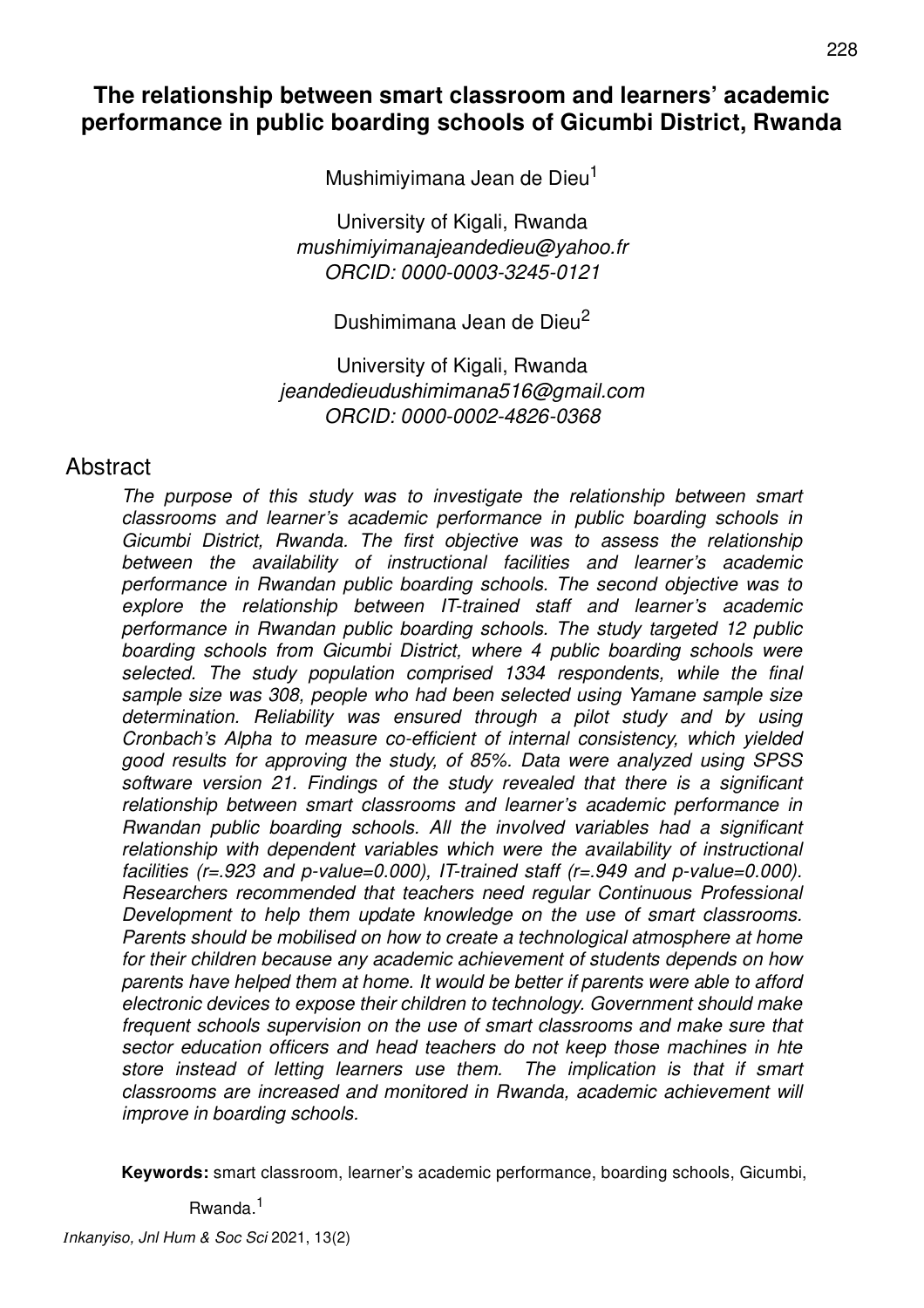# The relationship between smart classroom and learners' academic performance in public boarding schools of Gicumbi District, Rwanda

Mushimiyimana Jean de Dieu[1]

University of Kigali, Rwanda
*mushimiyimanajeandedieu@yahoo.fr*
*ORCID: 0000-0003-3245-0121*

Dushimimana Jean de Dieu[2]

University of Kigali, Rwanda
*jeandedieudushimimana516@gmail.com*
*ORCID: 0000-0002-4826-0368*

## Abstract

*The purpose of this study was to investigate the relationship between smart classrooms and learner's academic performance in public boarding schools in Gicumbi District, Rwanda. The first objective was to assess the relationship between the availability of instructional facilities and learner's academic performance in Rwandan public boarding schools. The second objective was to explore the relationship between IT-trained staff and learner's academic performance in Rwandan public boarding schools. The study targeted 12 public boarding schools from Gicumbi District, where 4 public boarding schools were selected. The study population comprised 1334 respondents, while the final sample size was 308, people who had been selected using Yamane sample size determination. Reliability was ensured through a pilot study and by using Cronbach's Alpha to measure co-efficient of internal consistency, which yielded good results for approving the study, of 85%. Data were analyzed using SPSS software version 21. Findings of the study revealed that there is a significant relationship between smart classrooms and learner's academic performance in Rwandan public boarding schools. All the involved variables had a significant relationship with dependent variables which were the availability of instructional facilities (r=.923 and p-value=0.000), IT-trained staff (r=.949 and p-value=0.000). Researchers recommended that teachers need regular Continuous Professional Development to help them update knowledge on the use of smart classrooms. Parents should be mobilised on how to create a technological atmosphere at home for their children because any academic achievement of students depends on how parents have helped them at home. It would be better if parents were able to afford electronic devices to expose their children to technology. Government should make frequent schools supervision on the use of smart classrooms and make sure that sector education officers and head teachers do not keep those machines in hte store instead of letting learners use them. The implication is that if smart classrooms are increased and monitored in Rwanda, academic achievement will improve in boarding schools.*

**Keywords:** smart classroom, learner's academic performance, boarding schools, Gicumbi, Rwanda.[1]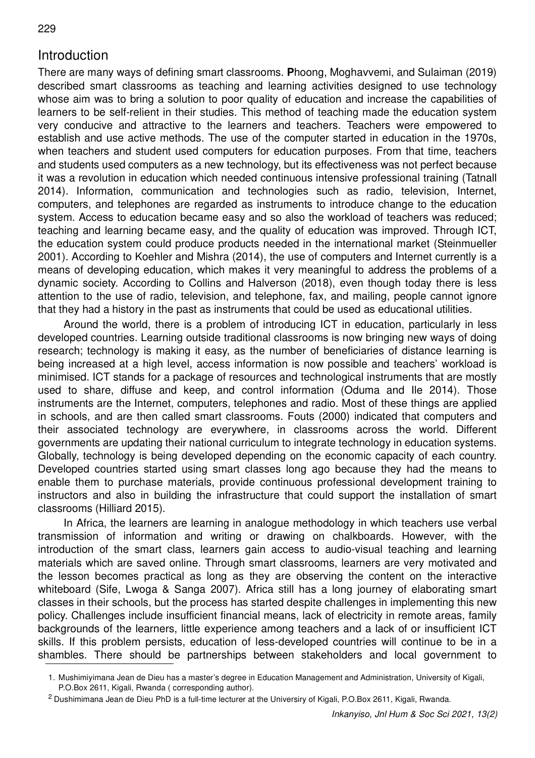## Introduction

There are many ways of defining smart classrooms. **P**hoong, Moghavvemi, and Sulaiman (2019) described smart classrooms as teaching and learning activities designed to use technology whose aim was to bring a solution to poor quality of education and increase the capabilities of learners to be self-relient in their studies. This method of teaching made the education system very conducive and attractive to the learners and teachers. Teachers were empowered to establish and use active methods. The use of the computer started in education in the 1970s, when teachers and student used computers for education purposes. From that time, teachers and students used computers as a new technology, but its effectiveness was not perfect because it was a revolution in education which needed continuous intensive professional training (Tatnall 2014). Information, communication and technologies such as radio, television, Internet, computers, and telephones are regarded as instruments to introduce change to the education system. Access to education became easy and so also the workload of teachers was reduced; teaching and learning became easy, and the quality of education was improved. Through ICT, the education system could produce products needed in the international market (Steinmueller 2001). According to Koehler and Mishra (2014), the use of computers and Internet currently is a means of developing education, which makes it very meaningful to address the problems of a dynamic society. According to Collins and Halverson (2018), even though today there is less attention to the use of radio, television, and telephone, fax, and mailing, people cannot ignore that they had a history in the past as instruments that could be used as educational utilities.

Around the world, there is a problem of introducing ICT in education, particularly in less developed countries. Learning outside traditional classrooms is now bringing new ways of doing research; technology is making it easy, as the number of beneficiaries of distance learning is being increased at a high level, access information is now possible and teachers' workload is minimised. ICT stands for a package of resources and technological instruments that are mostly used to share, diffuse and keep, and control information (Oduma and Ile 2014). Those instruments are the Internet, computers, telephones and radio. Most of these things are applied in schools, and are then called smart classrooms. Fouts (2000) indicated that computers and their associated technology are everywhere, in classrooms across the world. Different governments are updating their national curriculum to integrate technology in education systems. Globally, technology is being developed depending on the economic capacity of each country. Developed countries started using smart classes long ago because they had the means to enable them to purchase materials, provide continuous professional development training to instructors and also in building the infrastructure that could support the installation of smart classrooms (Hilliard 2015).

In Africa, the learners are learning in analogue methodology in which teachers use verbal transmission of information and writing or drawing on chalkboards. However, with the introduction of the smart class, learners gain access to audio-visual teaching and learning materials which are saved online. Through smart classrooms, learners are very motivated and the lesson becomes practical as long as they are observing the content on the interactive whiteboard (Sife, Lwoga & Sanga 2007). Africa still has a long journey of elaborating smart classes in their schools, but the process has started despite challenges in implementing this new policy. Challenges include insufficient financial means, lack of electricity in remote areas, family backgrounds of the learners, little experience among teachers and a lack of or insufficient ICT skills. If this problem persists, education of less-developed countries will continue to be in a shambles. There should be partnerships between stakeholders and local government to

1. Mushimiyimana Jean de Dieu has a master's degree in Education Management and Administration, University of Kigali, P.O.Box 2611, Kigali, Rwanda ( corresponding author).

[2] Dushimimana Jean de Dieu PhD is a full-time lecturer at the Universiry of Kigali, P.O.Box 2611, Kigali, Rwanda.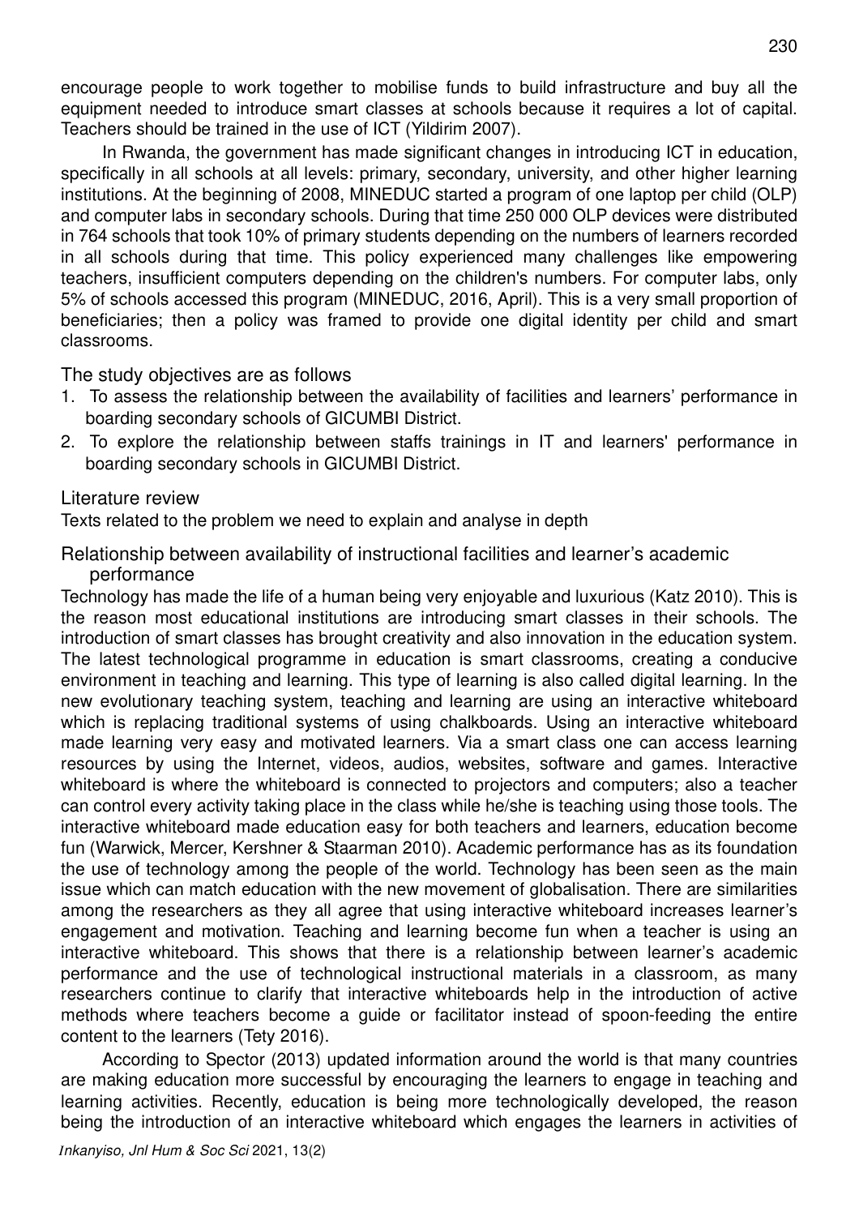encourage people to work together to mobilise funds to build infrastructure and buy all the equipment needed to introduce smart classes at schools because it requires a lot of capital. Teachers should be trained in the use of ICT (Yildirim 2007).

In Rwanda, the government has made significant changes in introducing ICT in education, specifically in all schools at all levels: primary, secondary, university, and other higher learning institutions. At the beginning of 2008, MINEDUC started a program of one laptop per child (OLP) and computer labs in secondary schools. During that time 250 000 OLP devices were distributed in 764 schools that took 10% of primary students depending on the numbers of learners recorded in all schools during that time. This policy experienced many challenges like empowering teachers, insufficient computers depending on the children's numbers. For computer labs, only 5% of schools accessed this program (MINEDUC, 2016, April). This is a very small proportion of beneficiaries; then a policy was framed to provide one digital identity per child and smart classrooms.

## The study objectives are as follows

1. To assess the relationship between the availability of facilities and learners' performance in boarding secondary schools of GICUMBI District.
2. To explore the relationship between staffs trainings in IT and learners' performance in boarding secondary schools in GICUMBI District.

## Literature review

Texts related to the problem we need to explain and analyse in depth

### Relationship between availability of instructional facilities and learner's academic performance

Technology has made the life of a human being very enjoyable and luxurious (Katz 2010). This is the reason most educational institutions are introducing smart classes in their schools. The introduction of smart classes has brought creativity and also innovation in the education system. The latest technological programme in education is smart classrooms, creating a conducive environment in teaching and learning. This type of learning is also called digital learning. In the new evolutionary teaching system, teaching and learning are using an interactive whiteboard which is replacing traditional systems of using chalkboards. Using an interactive whiteboard made learning very easy and motivated learners. Via a smart class one can access learning resources by using the Internet, videos, audios, websites, software and games. Interactive whiteboard is where the whiteboard is connected to projectors and computers; also a teacher can control every activity taking place in the class while he/she is teaching using those tools. The interactive whiteboard made education easy for both teachers and learners, education become fun (Warwick, Mercer, Kershner & Staarman 2010). Academic performance has as its foundation the use of technology among the people of the world. Technology has been seen as the main issue which can match education with the new movement of globalisation. There are similarities among the researchers as they all agree that using interactive whiteboard increases learner's engagement and motivation. Teaching and learning become fun when a teacher is using an interactive whiteboard. This shows that there is a relationship between learner's academic performance and the use of technological instructional materials in a classroom, as many researchers continue to clarify that interactive whiteboards help in the introduction of active methods where teachers become a guide or facilitator instead of spoon-feeding the entire content to the learners (Tety 2016).

According to Spector (2013) updated information around the world is that many countries are making education more successful by encouraging the learners to engage in teaching and learning activities. Recently, education is being more technologically developed, the reason being the introduction of an interactive whiteboard which engages the learners in activities of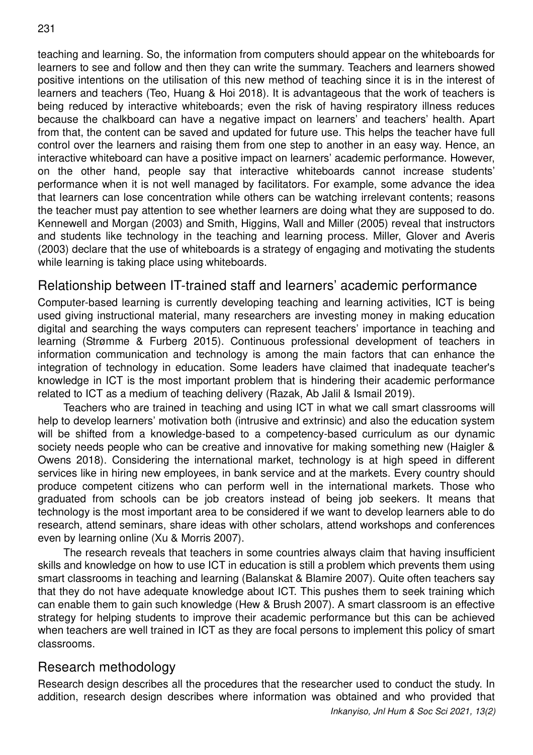teaching and learning. So, the information from computers should appear on the whiteboards for learners to see and follow and then they can write the summary. Teachers and learners showed positive intentions on the utilisation of this new method of teaching since it is in the interest of learners and teachers (Teo, Huang & Hoi 2018). It is advantageous that the work of teachers is being reduced by interactive whiteboards; even the risk of having respiratory illness reduces because the chalkboard can have a negative impact on learners' and teachers' health. Apart from that, the content can be saved and updated for future use. This helps the teacher have full control over the learners and raising them from one step to another in an easy way. Hence, an interactive whiteboard can have a positive impact on learners' academic performance. However, on the other hand, people say that interactive whiteboards cannot increase students' performance when it is not well managed by facilitators. For example, some advance the idea that learners can lose concentration while others can be watching irrelevant contents; reasons the teacher must pay attention to see whether learners are doing what they are supposed to do. Kennewell and Morgan (2003) and Smith, Higgins, Wall and Miller (2005) reveal that instructors and students like technology in the teaching and learning process. Miller, Glover and Averis (2003) declare that the use of whiteboards is a strategy of engaging and motivating the students while learning is taking place using whiteboards.

## Relationship between IT-trained staff and learners' academic performance

Computer-based learning is currently developing teaching and learning activities, ICT is being used giving instructional material, many researchers are investing money in making education digital and searching the ways computers can represent teachers' importance in teaching and learning (Strømme & Furberg 2015). Continuous professional development of teachers in information communication and technology is among the main factors that can enhance the integration of technology in education. Some leaders have claimed that inadequate teacher's knowledge in ICT is the most important problem that is hindering their academic performance related to ICT as a medium of teaching delivery (Razak, Ab Jalil & Ismail 2019).

Teachers who are trained in teaching and using ICT in what we call smart classrooms will help to develop learners' motivation both (intrusive and extrinsic) and also the education system will be shifted from a knowledge-based to a competency-based curriculum as our dynamic society needs people who can be creative and innovative for making something new (Haigler & Owens 2018). Considering the international market, technology is at high speed in different services like in hiring new employees, in bank service and at the markets. Every country should produce competent citizens who can perform well in the international markets. Those who graduated from schools can be job creators instead of being job seekers. It means that technology is the most important area to be considered if we want to develop learners able to do research, attend seminars, share ideas with other scholars, attend workshops and conferences even by learning online (Xu & Morris 2007).

The research reveals that teachers in some countries always claim that having insufficient skills and knowledge on how to use ICT in education is still a problem which prevents them using smart classrooms in teaching and learning (Balanskat & Blamire 2007). Quite often teachers say that they do not have adequate knowledge about ICT. This pushes them to seek training which can enable them to gain such knowledge (Hew & Brush 2007). A smart classroom is an effective strategy for helping students to improve their academic performance but this can be achieved when teachers are well trained in ICT as they are focal persons to implement this policy of smart classrooms.

## Research methodology

Research design describes all the procedures that the researcher used to conduct the study. In addition, research design describes where information was obtained and who provided that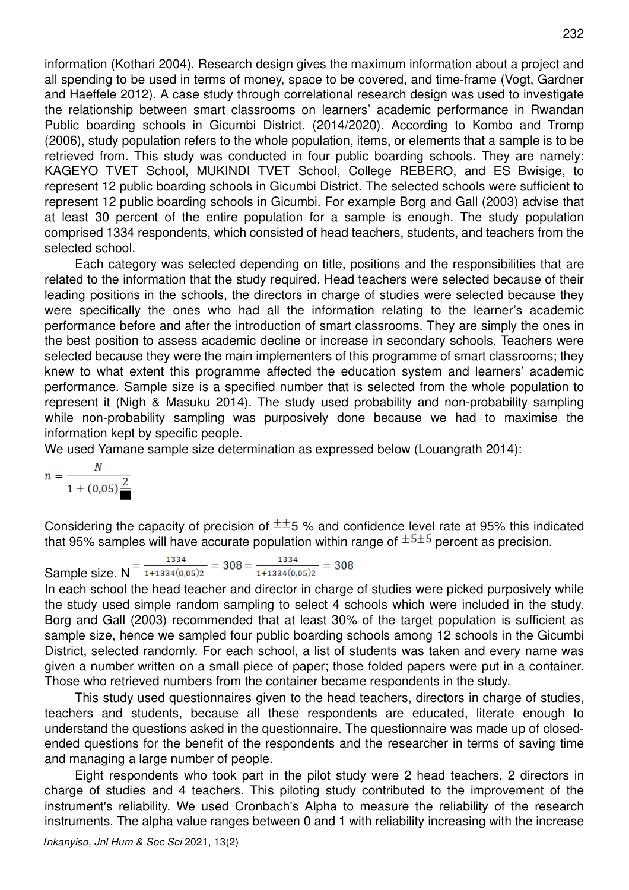information (Kothari 2004). Research design gives the maximum information about a project and all spending to be used in terms of money, space to be covered, and time-frame (Vogt, Gardner and Haeffele 2012). A case study through correlational research design was used to investigate the relationship between smart classrooms on learners' academic performance in Rwandan Public boarding schools in Gicumbi District. (2014/2020). According to Kombo and Tromp (2006), study population refers to the whole population, items, or elements that a sample is to be retrieved from. This study was conducted in four public boarding schools. They are namely: KAGEYO TVET School, MUKINDI TVET School, College REBERO, and ES Bwisige, to represent 12 public boarding schools in Gicumbi District. The selected schools were sufficient to represent 12 public boarding schools in Gicumbi. For example Borg and Gall (2003) advise that at least 30 percent of the entire population for a sample is enough. The study population comprised 1334 respondents, which consisted of head teachers, students, and teachers from the selected school.

Each category was selected depending on title, positions and the responsibilities that are related to the information that the study required. Head teachers were selected because of their leading positions in the schools, the directors in charge of studies were selected because they were specifically the ones who had all the information relating to the learner's academic performance before and after the introduction of smart classrooms. They are simply the ones in the best position to assess academic decline or increase in secondary schools. Teachers were selected because they were the main implementers of this programme of smart classrooms; they knew to what extent this programme affected the education system and learners' academic performance. Sample size is a specified number that is selected from the whole population to represent it (Nigh & Masuku 2014). The study used probability and non-probability sampling while non-probability sampling was purposively done because we had to maximise the information kept by specific people.

We used Yamane sample size determination as expressed below (Louangrath 2014):

$$n = \frac{N}{1 + (0{,}05)\frac{2}{\blacksquare}}$$

Considering the capacity of precision of $\pm\pm$5 % and confidence level rate at 95% this indicated that 95% samples will have accurate population within range of $\pm 5 \pm 5$ percent as precision.

Sample size. N $= \frac{1334}{1+1334(0{,}05)2} = 308 = \frac{1334}{1+1334(0{,}05)2} = 308$

In each school the head teacher and director in charge of studies were picked purposively while the study used simple random sampling to select 4 schools which were included in the study. Borg and Gall (2003) recommended that at least 30% of the target population is sufficient as sample size, hence we sampled four public boarding schools among 12 schools in the Gicumbi District, selected randomly. For each school, a list of students was taken and every name was given a number written on a small piece of paper; those folded papers were put in a container. Those who retrieved numbers from the container became respondents in the study.

This study used questionnaires given to the head teachers, directors in charge of studies, teachers and students, because all these respondents are educated, literate enough to understand the questions asked in the questionnaire. The questionnaire was made up of closed-ended questions for the benefit of the respondents and the researcher in terms of saving time and managing a large number of people.

Eight respondents who took part in the pilot study were 2 head teachers, 2 directors in charge of studies and 4 teachers. This piloting study contributed to the improvement of the instrument's reliability. We used Cronbach's Alpha to measure the reliability of the research instruments. The alpha value ranges between 0 and 1 with reliability increasing with the increase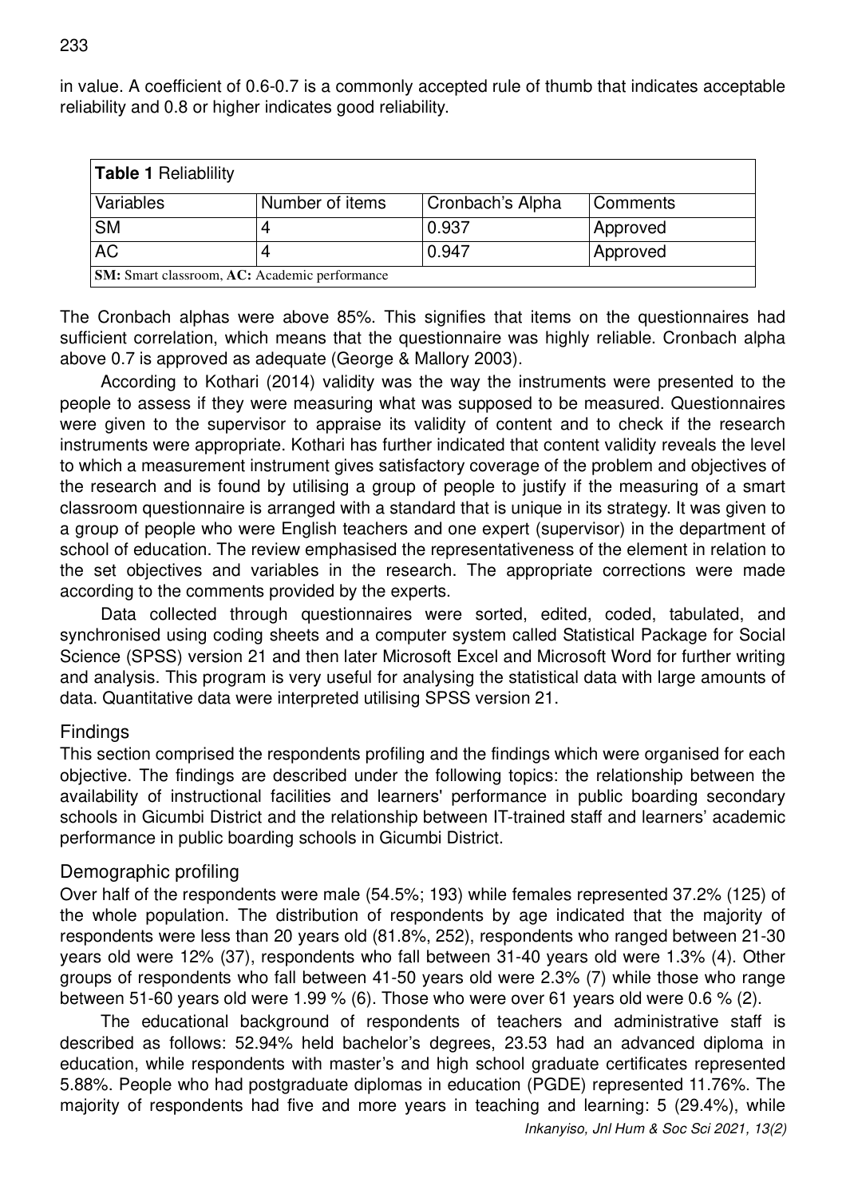in value. A coefficient of 0.6-0.7 is a commonly accepted rule of thumb that indicates acceptable reliability and 0.8 or higher indicates good reliability.

**Table 1** Reliablility

| Variables | Number of items | Cronbach's Alpha | Comments |
|---|---|---|---|
| SM | 4 | 0.937 | Approved |
| AC | 4 | 0.947 | Approved |
| **SM:** Smart classroom, **AC:** Academic performance | | | |

The Cronbach alphas were above 85%. This signifies that items on the questionnaires had sufficient correlation, which means that the questionnaire was highly reliable. Cronbach alpha above 0.7 is approved as adequate (George & Mallory 2003).

According to Kothari (2014) validity was the way the instruments were presented to the people to assess if they were measuring what was supposed to be measured. Questionnaires were given to the supervisor to appraise its validity of content and to check if the research instruments were appropriate. Kothari has further indicated that content validity reveals the level to which a measurement instrument gives satisfactory coverage of the problem and objectives of the research and is found by utilising a group of people to justify if the measuring of a smart classroom questionnaire is arranged with a standard that is unique in its strategy. It was given to a group of people who were English teachers and one expert (supervisor) in the department of school of education. The review emphasised the representativeness of the element in relation to the set objectives and variables in the research. The appropriate corrections were made according to the comments provided by the experts.

Data collected through questionnaires were sorted, edited, coded, tabulated, and synchronised using coding sheets and a computer system called Statistical Package for Social Science (SPSS) version 21 and then later Microsoft Excel and Microsoft Word for further writing and analysis. This program is very useful for analysing the statistical data with large amounts of data. Quantitative data were interpreted utilising SPSS version 21.

## Findings

This section comprised the respondents profiling and the findings which were organised for each objective. The findings are described under the following topics: the relationship between the availability of instructional facilities and learners' performance in public boarding secondary schools in Gicumbi District and the relationship between IT-trained staff and learners' academic performance in public boarding schools in Gicumbi District.

## Demographic profiling

Over half of the respondents were male (54.5%; 193) while females represented 37.2% (125) of the whole population. The distribution of respondents by age indicated that the majority of respondents were less than 20 years old (81.8%, 252), respondents who ranged between 21-30 years old were 12% (37), respondents who fall between 31-40 years old were 1.3% (4). Other groups of respondents who fall between 41-50 years old were 2.3% (7) while those who range between 51-60 years old were 1.99 % (6). Those who were over 61 years old were 0.6 % (2).

The educational background of respondents of teachers and administrative staff is described as follows: 52.94% held bachelor's degrees, 23.53 had an advanced diploma in education, while respondents with master's and high school graduate certificates represented 5.88%. People who had postgraduate diplomas in education (PGDE) represented 11.76%. The majority of respondents had five and more years in teaching and learning: 5 (29.4%), while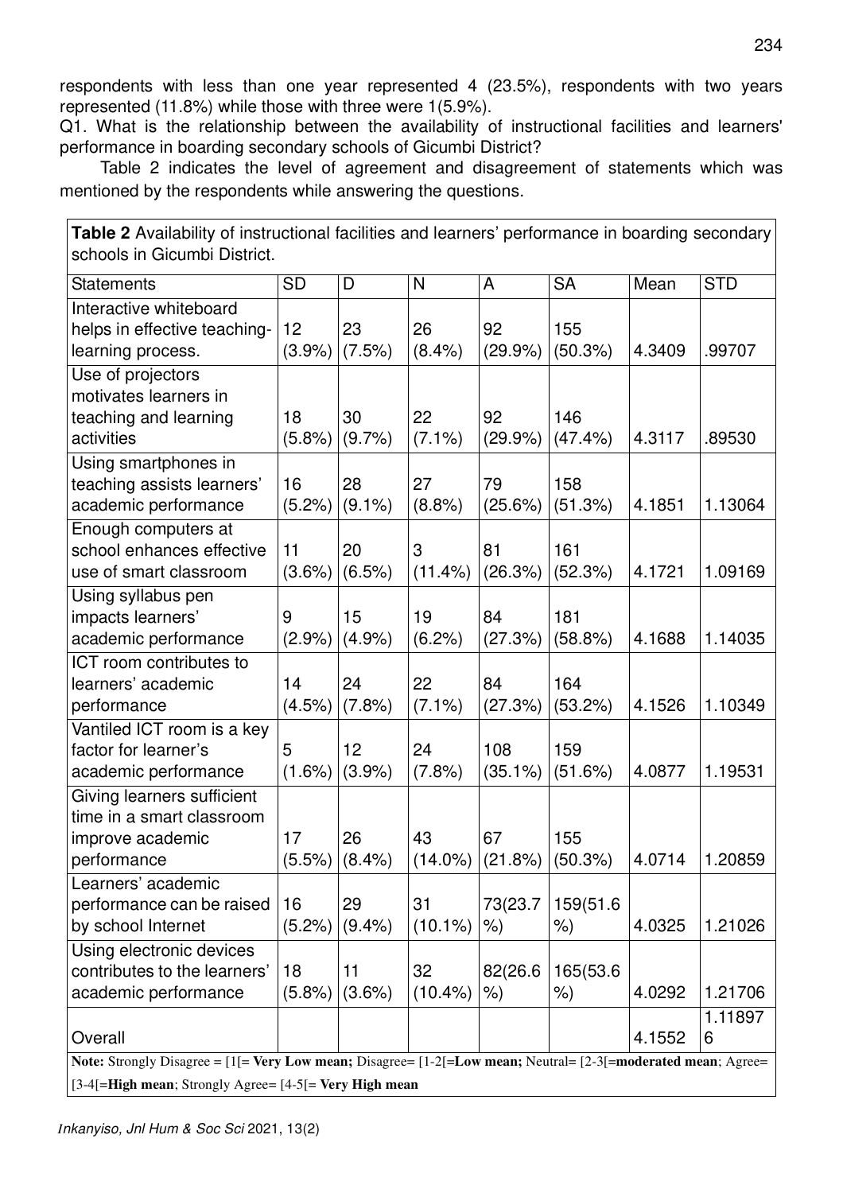respondents with less than one year represented 4 (23.5%), respondents with two years represented (11.8%) while those with three were 1(5.9%).

Q1. What is the relationship between the availability of instructional facilities and learners' performance in boarding secondary schools of Gicumbi District?

Table 2 indicates the level of agreement and disagreement of statements which was mentioned by the respondents while answering the questions.

**Table 2** Availability of instructional facilities and learners' performance in boarding secondary schools in Gicumbi District.

| Statements | SD | D | N | A | SA | Mean | STD |
|---|---|---|---|---|---|---|---|
| Interactive whiteboard helps in effective teaching-learning process. | 12 (3.9%) | 23 (7.5%) | 26 (8.4%) | 92 (29.9%) | 155 (50.3%) | 4.3409 | .99707 |
| Use of projectors motivates learners in teaching and learning activities | 18 (5.8%) | 30 (9.7%) | 22 (7.1%) | 92 (29.9%) | 146 (47.4%) | 4.3117 | .89530 |
| Using smartphones in teaching assists learners' academic performance | 16 (5.2%) | 28 (9.1%) | 27 (8.8%) | 79 (25.6%) | 158 (51.3%) | 4.1851 | 1.13064 |
| Enough computers at school enhances effective use of smart classroom | 11 (3.6%) | 20 (6.5%) | 3 (11.4%) | 81 (26.3%) | 161 (52.3%) | 4.1721 | 1.09169 |
| Using syllabus pen impacts learners' academic performance | 9 (2.9%) | 15 (4.9%) | 19 (6.2%) | 84 (27.3%) | 181 (58.8%) | 4.1688 | 1.14035 |
| ICT room contributes to learners' academic performance | 14 (4.5%) | 24 (7.8%) | 22 (7.1%) | 84 (27.3%) | 164 (53.2%) | 4.1526 | 1.10349 |
| Vantiled ICT room is a key factor for learner's academic performance | 5 (1.6%) | 12 (3.9%) | 24 (7.8%) | 108 (35.1%) | 159 (51.6%) | 4.0877 | 1.19531 |
| Giving learners sufficient time in a smart classroom improve academic performance | 17 (5.5%) | 26 (8.4%) | 43 (14.0%) | 67 (21.8%) | 155 (50.3%) | 4.0714 | 1.20859 |
| Learners' academic performance can be raised by school Internet | 16 (5.2%) | 29 (9.4%) | 31 (10.1%) | 73(23.7 %) | 159(51.6 %) | 4.0325 | 1.21026 |
| Using electronic devices contributes to the learners' academic performance | 18 (5.8%) | 11 (3.6%) | 32 (10.4%) | 82(26.6 %) | 165(53.6 %) | 4.0292 | 1.21706 |
| Overall | | | | | | 4.1552 | 1.118976 |

**Note:** Strongly Disagree = [1[= **Very Low mean;** Disagree= [1-2[=**Low mean;** Neutral= [2-3[=**moderated mean**; Agree= [3-4[=**High mean**; Strongly Agree= [4-5[= **Very High mean**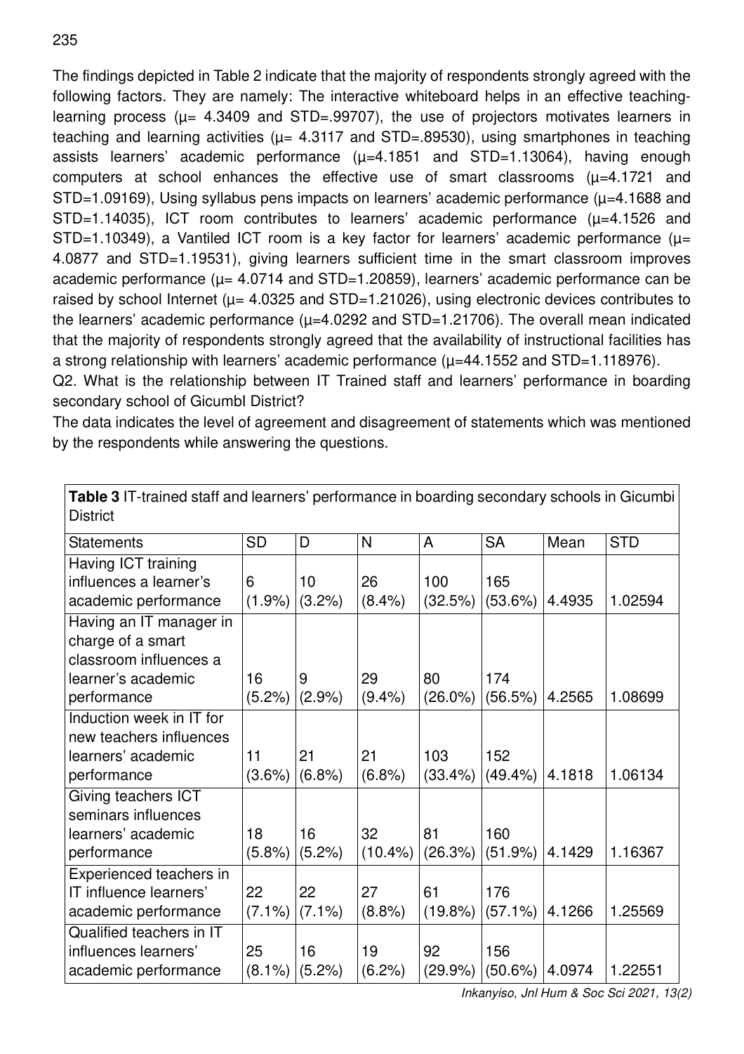The findings depicted in Table 2 indicate that the majority of respondents strongly agreed with the following factors. They are namely: The interactive whiteboard helps in an effective teaching-learning process ($\mu$= 4.3409 and STD=.99707), the use of projectors motivates learners in teaching and learning activities ($\mu$= 4.3117 and STD=.89530), using smartphones in teaching assists learners' academic performance ($\mu$=4.1851 and STD=1.13064), having enough computers at school enhances the effective use of smart classrooms ($\mu$=4.1721 and STD=1.09169), Using syllabus pens impacts on learners' academic performance ($\mu$=4.1688 and STD=1.14035), ICT room contributes to learners' academic performance ($\mu$=4.1526 and STD=1.10349), a Vantiled ICT room is a key factor for learners' academic performance ($\mu$= 4.0877 and STD=1.19531), giving learners sufficient time in the smart classroom improves academic performance ($\mu$= 4.0714 and STD=1.20859), learners' academic performance can be raised by school Internet ($\mu$= 4.0325 and STD=1.21026), using electronic devices contributes to the learners' academic performance ($\mu$=4.0292 and STD=1.21706). The overall mean indicated that the majority of respondents strongly agreed that the availability of instructional facilities has a strong relationship with learners' academic performance ($\mu$=44.1552 and STD=1.118976).

Q2. What is the relationship between IT Trained staff and learners' performance in boarding secondary school of Gicumbl District?

The data indicates the level of agreement and disagreement of statements which was mentioned by the respondents while answering the questions.

**Table 3** IT-trained staff and learners' performance in boarding secondary schools in Gicumbi District

| Statements | SD | D | N | A | SA | Mean | STD |
|---|---|---|---|---|---|---|---|
| Having ICT training influences a learner's academic performance | 6 (1.9%) | 10 (3.2%) | 26 (8.4%) | 100 (32.5%) | 165 (53.6%) | 4.4935 | 1.02594 |
| Having an IT manager in charge of a smart classroom influences a learner's academic performance | 16 (5.2%) | 9 (2.9%) | 29 (9.4%) | 80 (26.0%) | 174 (56.5%) | 4.2565 | 1.08699 |
| Induction week in IT for new teachers influences learners' academic performance | 11 (3.6%) | 21 (6.8%) | 21 (6.8%) | 103 (33.4%) | 152 (49.4%) | 4.1818 | 1.06134 |
| Giving teachers ICT seminars influences learners' academic performance | 18 (5.8%) | 16 (5.2%) | 32 (10.4%) | 81 (26.3%) | 160 (51.9%) | 4.1429 | 1.16367 |
| Experienced teachers in IT influence learners' academic performance | 22 (7.1%) | 22 (7.1%) | 27 (8.8%) | 61 (19.8%) | 176 (57.1%) | 4.1266 | 1.25569 |
| Qualified teachers in IT influences learners' academic performance | 25 (8.1%) | 16 (5.2%) | 19 (6.2%) | 92 (29.9%) | 156 (50.6%) | 4.0974 | 1.22551 |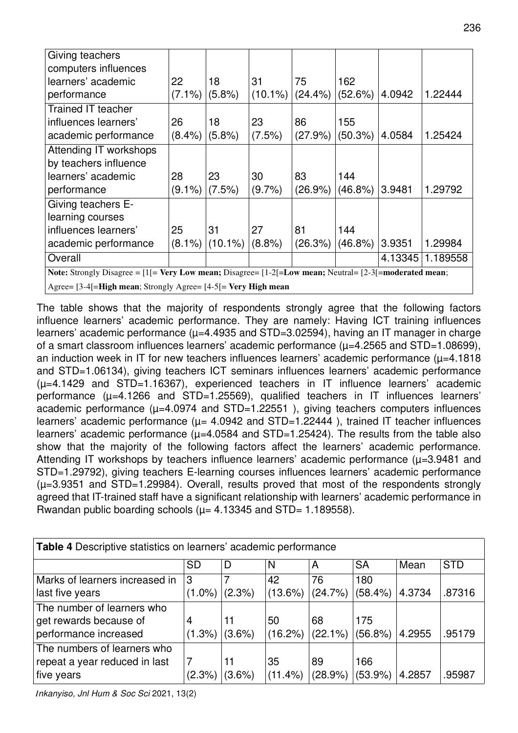| | | | | | | | |
|---|---|---|---|---|---|---|---|
| Giving teachers computers influences learners' academic performance | 22 (7.1%) | 18 (5.8%) | 31 (10.1%) | 75 (24.4%) | 162 (52.6%) | 4.0942 | 1.22444 |
| Trained IT teacher influences learners' academic performance | 26 (8.4%) | 18 (5.8%) | 23 (7.5%) | 86 (27.9%) | 155 (50.3%) | 4.0584 | 1.25424 |
| Attending IT workshops by teachers influence learners' academic performance | 28 (9.1%) | 23 (7.5%) | 30 (9.7%) | 83 (26.9%) | 144 (46.8%) | 3.9481 | 1.29792 |
| Giving teachers E-learning courses influences learners' academic performance | 25 (8.1%) | 31 (10.1%) | 27 (8.8%) | 81 (26.3%) | 144 (46.8%) | 3.9351 | 1.29984 |
| Overall | | | | | | 4.13345 | 1.189558 |

**Note:** Strongly Disagree = [1[= **Very Low mean;** Disagree= [1-2[=**Low mean;** Neutral= [2-3[=**moderated mean**; Agree= [3-4[=**High mean**; Strongly Agree= [4-5[= **Very High mean**

The table shows that the majority of respondents strongly agree that the following factors influence learners' academic performance. They are namely: Having ICT training influences learners' academic performance (μ=4.4935 and STD=3.02594), having an IT manager in charge of a smart classroom influences learners' academic performance (μ=4.2565 and STD=1.08699), an induction week in IT for new teachers influences learners' academic performance (μ=4.1818 and STD=1.06134), giving teachers ICT seminars influences learners' academic performance (μ=4.1429 and STD=1.16367), experienced teachers in IT influence learners' academic performance (μ=4.1266 and STD=1.25569), qualified teachers in IT influences learners' academic performance (μ=4.0974 and STD=1.22551 ), giving teachers computers influences learners' academic performance (μ= 4.0942 and STD=1.22444 ), trained IT teacher influences learners' academic performance (μ=4.0584 and STD=1.25424). The results from the table also show that the majority of the following factors affect the learners' academic performance. Attending IT workshops by teachers influence learners' academic performance (μ=3.9481 and STD=1.29792), giving teachers E-learning courses influences learners' academic performance (μ=3.9351 and STD=1.29984). Overall, results proved that most of the respondents strongly agreed that IT-trained staff have a significant relationship with learners' academic performance in Rwandan public boarding schools (μ= 4.13345 and STD= 1.189558).

**Table 4** Descriptive statistics on learners' academic performance

| | SD | D | N | A | SA | Mean | STD |
|---|---|---|---|---|---|---|---|
| Marks of learners increased in last five years | 3 (1.0%) | 7 (2.3%) | 42 (13.6%) | 76 (24.7%) | 180 (58.4%) | 4.3734 | .87316 |
| The number of learners who get rewards because of performance increased | 4 (1.3%) | 11 (3.6%) | 50 (16.2%) | 68 (22.1%) | 175 (56.8%) | 4.2955 | .95179 |
| The numbers of learners who repeat a year reduced in last five years | 7 (2.3%) | 11 (3.6%) | 35 (11.4%) | 89 (28.9%) | 166 (53.9%) | 4.2857 | .95987 |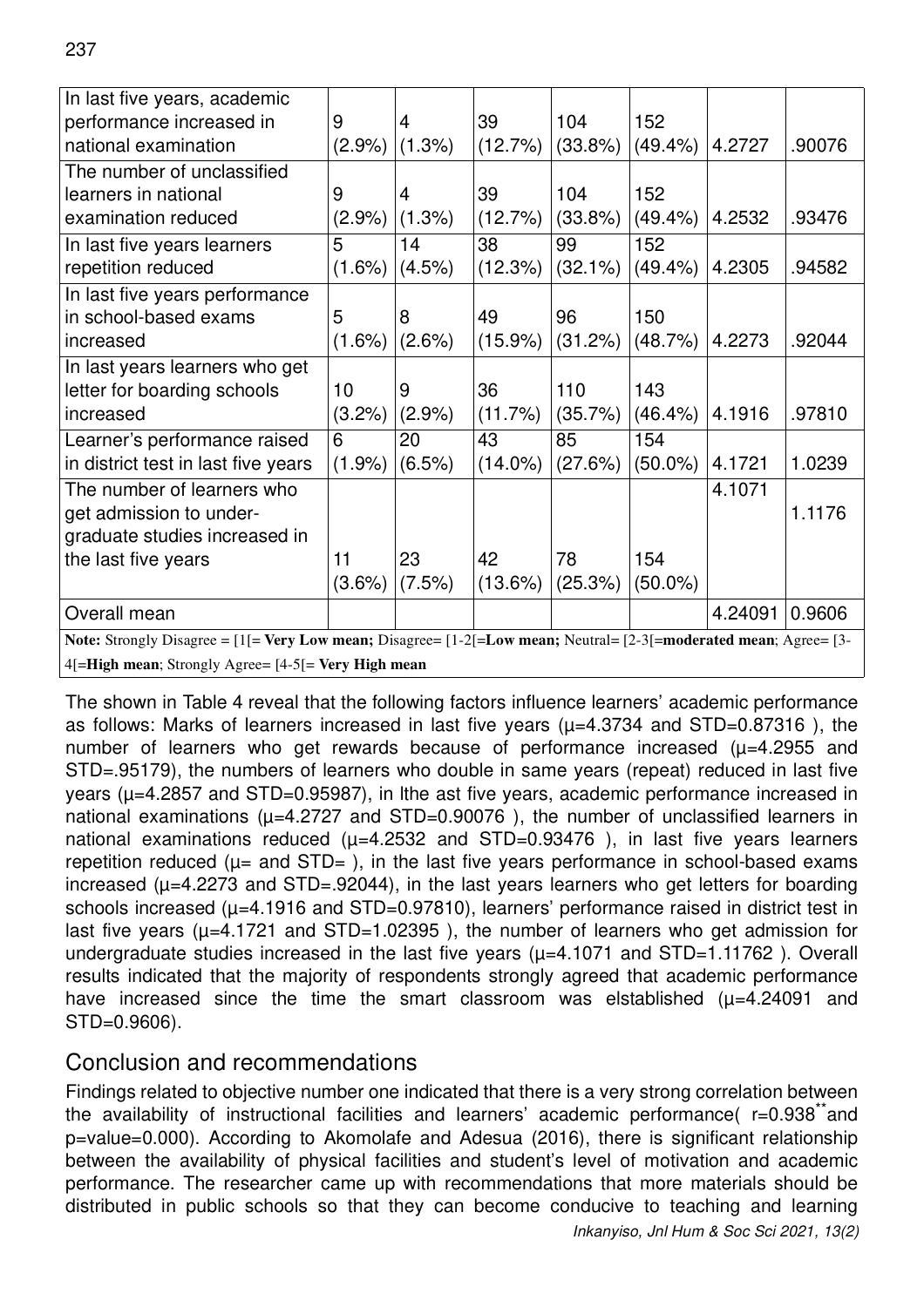| In last five years, academic performance increased in national examination | 9 (2.9%) | 4 (1.3%) | 39 (12.7%) | 104 (33.8%) | 152 (49.4%) | 4.2727 | .90076 |
|---|---|---|---|---|---|---|---|
| The number of unclassified learners in national examination reduced | 9 (2.9%) | 4 (1.3%) | 39 (12.7%) | 104 (33.8%) | 152 (49.4%) | 4.2532 | .93476 |
| In last five years learners repetition reduced | 5 (1.6%) | 14 (4.5%) | 38 (12.3%) | 99 (32.1%) | 152 (49.4%) | 4.2305 | .94582 |
| In last five years performance in school-based exams increased | 5 (1.6%) | 8 (2.6%) | 49 (15.9%) | 96 (31.2%) | 150 (48.7%) | 4.2273 | .92044 |
| In last years learners who get letter for boarding schools increased | 10 (3.2%) | 9 (2.9%) | 36 (11.7%) | 110 (35.7%) | 143 (46.4%) | 4.1916 | .97810 |
| Learner's performance raised in district test in last five years | 6 (1.9%) | 20 (6.5%) | 43 (14.0%) | 85 (27.6%) | 154 (50.0%) | 4.1721 | 1.0239 |
| The number of learners who get admission to under-graduate studies increased in the last five years | 11 (3.6%) | 23 (7.5%) | 42 (13.6%) | 78 (25.3%) | 154 (50.0%) | 4.1071 | 1.1176 |
| Overall mean | | | | | | 4.24091 | 0.9606 |

**Note:** Strongly Disagree = [1[= **Very Low mean;** Disagree= [1-2[=**Low mean;** Neutral= [2-3[=**moderated mean**; Agree= [3-4[=**High mean**; Strongly Agree= [4-5[= **Very High mean**

The shown in Table 4 reveal that the following factors influence learners' academic performance as follows: Marks of learners increased in last five years (µ=4.3734 and STD=0.87316 ), the number of learners who get rewards because of performance increased (µ=4.2955 and STD=.95179), the numbers of learners who double in same years (repeat) reduced in last five years (µ=4.2857 and STD=0.95987), in lthe ast five years, academic performance increased in national examinations (µ=4.2727 and STD=0.90076 ), the number of unclassified learners in national examinations reduced (µ=4.2532 and STD=0.93476 ), in last five years learners repetition reduced (µ= and STD= ), in the last five years performance in school-based exams increased (µ=4.2273 and STD=.92044), in the last years learners who get letters for boarding schools increased (µ=4.1916 and STD=0.97810), learners' performance raised in district test in last five years (µ=4.1721 and STD=1.02395 ), the number of learners who get admission for undergraduate studies increased in the last five years (µ=4.1071 and STD=1.11762 ). Overall results indicated that the majority of respondents strongly agreed that academic performance have increased since the time the smart classroom was elstablished (µ=4.24091 and STD=0.9606).

## Conclusion and recommendations

Findings related to objective number one indicated that there is a very strong correlation between the availability of instructional facilities and learners' academic performance( r=0.938** and p=value=0.000). According to Akomolafe and Adesua (2016), there is significant relationship between the availability of physical facilities and student's level of motivation and academic performance. The researcher came up with recommendations that more materials should be distributed in public schools so that they can become conducive to teaching and learning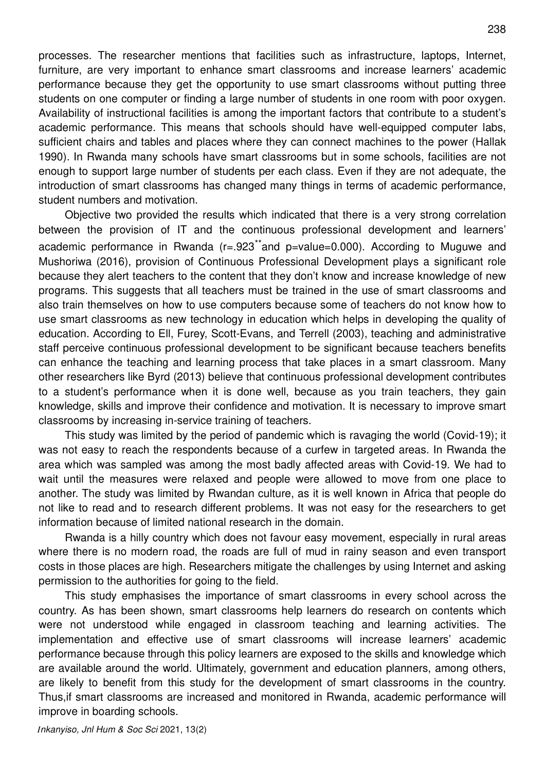processes. The researcher mentions that facilities such as infrastructure, laptops, Internet, furniture, are very important to enhance smart classrooms and increase learners' academic performance because they get the opportunity to use smart classrooms without putting three students on one computer or finding a large number of students in one room with poor oxygen. Availability of instructional facilities is among the important factors that contribute to a student's academic performance. This means that schools should have well-equipped computer labs, sufficient chairs and tables and places where they can connect machines to the power (Hallak 1990). In Rwanda many schools have smart classrooms but in some schools, facilities are not enough to support large number of students per each class. Even if they are not adequate, the introduction of smart classrooms has changed many things in terms of academic performance, student numbers and motivation.

Objective two provided the results which indicated that there is a very strong correlation between the provision of IT and the continuous professional development and learners' academic performance in Rwanda ($r=.923^{**}$and p=value=0.000). According to Muguwe and Mushoriwa (2016), provision of Continuous Professional Development plays a significant role because they alert teachers to the content that they don't know and increase knowledge of new programs. This suggests that all teachers must be trained in the use of smart classrooms and also train themselves on how to use computers because some of teachers do not know how to use smart classrooms as new technology in education which helps in developing the quality of education. According to Ell, Furey, Scott-Evans, and Terrell (2003), teaching and administrative staff perceive continuous professional development to be significant because teachers benefits can enhance the teaching and learning process that take places in a smart classroom. Many other researchers like Byrd (2013) believe that continuous professional development contributes to a student's performance when it is done well, because as you train teachers, they gain knowledge, skills and improve their confidence and motivation. It is necessary to improve smart classrooms by increasing in-service training of teachers.

This study was limited by the period of pandemic which is ravaging the world (Covid-19); it was not easy to reach the respondents because of a curfew in targeted areas. In Rwanda the area which was sampled was among the most badly affected areas with Covid-19. We had to wait until the measures were relaxed and people were allowed to move from one place to another. The study was limited by Rwandan culture, as it is well known in Africa that people do not like to read and to research different problems. It was not easy for the researchers to get information because of limited national research in the domain.

Rwanda is a hilly country which does not favour easy movement, especially in rural areas where there is no modern road, the roads are full of mud in rainy season and even transport costs in those places are high. Researchers mitigate the challenges by using Internet and asking permission to the authorities for going to the field.

This study emphasises the importance of smart classrooms in every school across the country. As has been shown, smart classrooms help learners do research on contents which were not understood while engaged in classroom teaching and learning activities. The implementation and effective use of smart classrooms will increase learners' academic performance because through this policy learners are exposed to the skills and knowledge which are available around the world. Ultimately, government and education planners, among others, are likely to benefit from this study for the development of smart classrooms in the country. Thus,if smart classrooms are increased and monitored in Rwanda, academic performance will improve in boarding schools.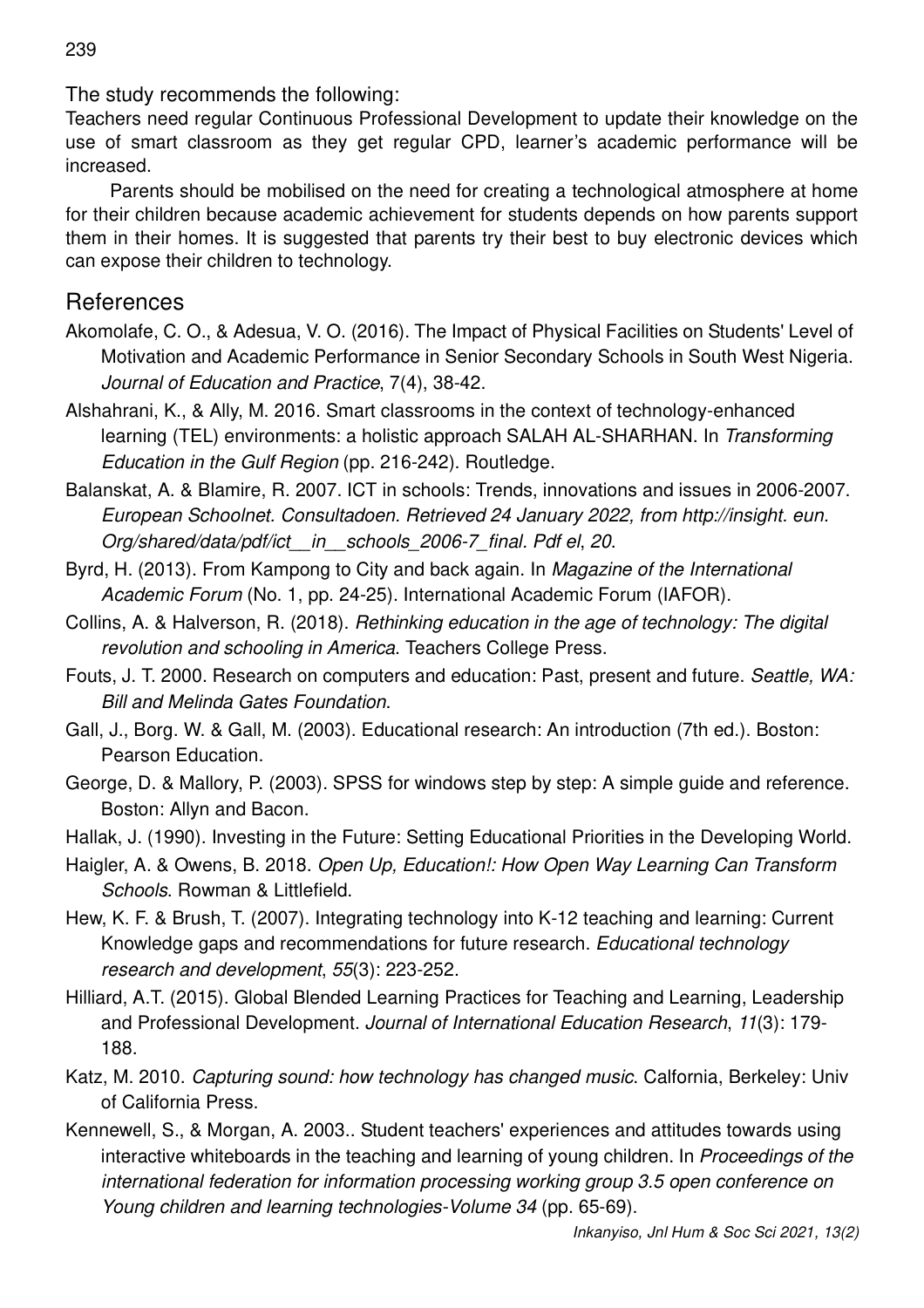The study recommends the following:

Teachers need regular Continuous Professional Development to update their knowledge on the use of smart classroom as they get regular CPD, learner's academic performance will be increased.

Parents should be mobilised on the need for creating a technological atmosphere at home for their children because academic achievement for students depends on how parents support them in their homes. It is suggested that parents try their best to buy electronic devices which can expose their children to technology.

## References

Akomolafe, C. O., & Adesua, V. O. (2016). The Impact of Physical Facilities on Students' Level of Motivation and Academic Performance in Senior Secondary Schools in South West Nigeria. *Journal of Education and Practice*, 7(4), 38-42.

Alshahrani, K., & Ally, M. 2016. Smart classrooms in the context of technology-enhanced learning (TEL) environments: a holistic approach SALAH AL-SHARHAN. In *Transforming Education in the Gulf Region* (pp. 216-242). Routledge.

Balanskat, A. & Blamire, R. 2007. ICT in schools: Trends, innovations and issues in 2006-2007. *European Schoolnet. Consultadoen. Retrieved 24 January 2022, from http://insight. eun. Org/shared/data/pdf/ict__in__schools_2006-7_final. Pdf el, 20*.

Byrd, H. (2013). From Kampong to City and back again. In *Magazine of the International Academic Forum* (No. 1, pp. 24-25). International Academic Forum (IAFOR).

Collins, A. & Halverson, R. (2018). *Rethinking education in the age of technology: The digital revolution and schooling in America*. Teachers College Press.

Fouts, J. T. 2000. Research on computers and education: Past, present and future. *Seattle, WA: Bill and Melinda Gates Foundation*.

Gall, J., Borg. W. & Gall, M. (2003). Educational research: An introduction (7th ed.). Boston: Pearson Education.

George, D. & Mallory, P. (2003). SPSS for windows step by step: A simple guide and reference. Boston: Allyn and Bacon.

Hallak, J. (1990). Investing in the Future: Setting Educational Priorities in the Developing World.

Haigler, A. & Owens, B. 2018. *Open Up, Education!: How Open Way Learning Can Transform Schools*. Rowman & Littlefield.

Hew, K. F. & Brush, T. (2007). Integrating technology into K-12 teaching and learning: Current Knowledge gaps and recommendations for future research. *Educational technology research and development*, *55*(3): 223-252.

Hilliard, A.T. (2015). Global Blended Learning Practices for Teaching and Learning, Leadership and Professional Development. *Journal of International Education Research*, *11*(3): 179-188.

Katz, M. 2010. *Capturing sound: how technology has changed music*. Calfornia, Berkeley: Univ of California Press.

Kennewell, S., & Morgan, A. 2003.. Student teachers' experiences and attitudes towards using interactive whiteboards in the teaching and learning of young children. In *Proceedings of the international federation for information processing working group 3.5 open conference on Young children and learning technologies-Volume 34* (pp. 65-69).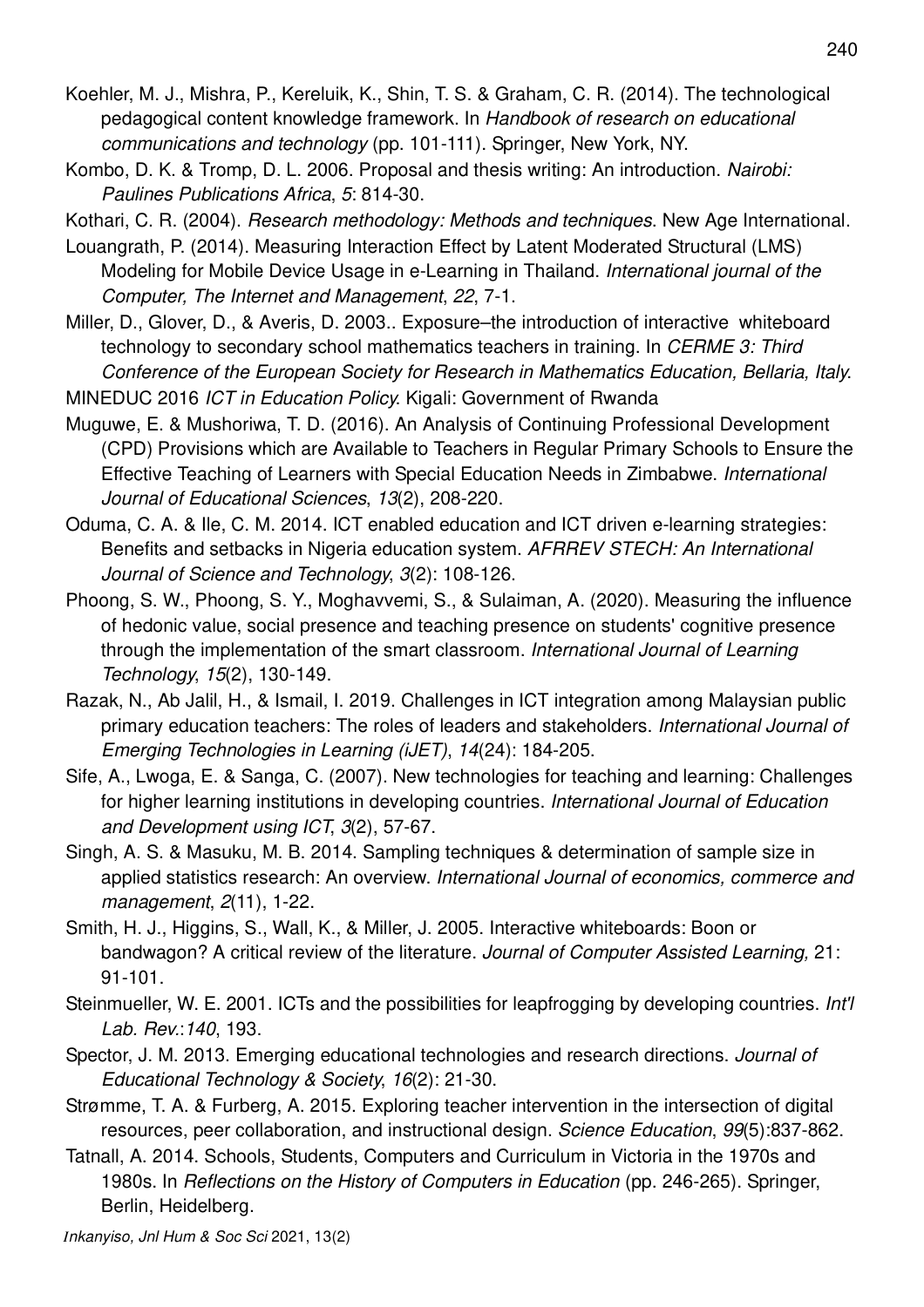Koehler, M. J., Mishra, P., Kereluik, K., Shin, T. S. & Graham, C. R. (2014). The technological pedagogical content knowledge framework. In *Handbook of research on educational communications and technology* (pp. 101-111). Springer, New York, NY.

Kombo, D. K. & Tromp, D. L. 2006. Proposal and thesis writing: An introduction. *Nairobi: Paulines Publications Africa*, *5*: 814-30.

Kothari, C. R. (2004). *Research methodology: Methods and techniques*. New Age International.

Louangrath, P. (2014). Measuring Interaction Effect by Latent Moderated Structural (LMS) Modeling for Mobile Device Usage in e-Learning in Thailand. *International journal of the Computer, The Internet and Management*, *22*, 7-1.

Miller, D., Glover, D., & Averis, D. 2003.. Exposure–the introduction of interactive whiteboard technology to secondary school mathematics teachers in training. In *CERME 3: Third Conference of the European Society for Research in Mathematics Education, Bellaria, Italy*.

MINEDUC 2016 *ICT in Education Policy*. Kigali: Government of Rwanda

Muguwe, E. & Mushoriwa, T. D. (2016). An Analysis of Continuing Professional Development (CPD) Provisions which are Available to Teachers in Regular Primary Schools to Ensure the Effective Teaching of Learners with Special Education Needs in Zimbabwe. *International Journal of Educational Sciences*, *13*(2), 208-220.

Oduma, C. A. & Ile, C. M. 2014. ICT enabled education and ICT driven e-learning strategies: Benefits and setbacks in Nigeria education system. *AFRREV STECH: An International Journal of Science and Technology*, *3*(2): 108-126.

Phoong, S. W., Phoong, S. Y., Moghavvemi, S., & Sulaiman, A. (2020). Measuring the influence of hedonic value, social presence and teaching presence on students' cognitive presence through the implementation of the smart classroom. *International Journal of Learning Technology*, *15*(2), 130-149.

Razak, N., Ab Jalil, H., & Ismail, I. 2019. Challenges in ICT integration among Malaysian public primary education teachers: The roles of leaders and stakeholders. *International Journal of Emerging Technologies in Learning (iJET)*, *14*(24): 184-205.

Sife, A., Lwoga, E. & Sanga, C. (2007). New technologies for teaching and learning: Challenges for higher learning institutions in developing countries. *International Journal of Education and Development using ICT*, *3*(2), 57-67.

Singh, A. S. & Masuku, M. B. 2014. Sampling techniques & determination of sample size in applied statistics research: An overview. *International Journal of economics, commerce and management*, *2*(11), 1-22.

Smith, H. J., Higgins, S., Wall, K., & Miller, J. 2005. Interactive whiteboards: Boon or bandwagon? A critical review of the literature. *Journal of Computer Assisted Learning,* 21: 91-101.

Steinmueller, W. E. 2001. ICTs and the possibilities for leapfrogging by developing countries. *Int'l Lab. Rev.*:*140*, 193.

Spector, J. M. 2013. Emerging educational technologies and research directions. *Journal of Educational Technology & Society*, *16*(2): 21-30.

Strømme, T. A. & Furberg, A. 2015. Exploring teacher intervention in the intersection of digital resources, peer collaboration, and instructional design. *Science Education*, *99*(5):837-862.

Tatnall, A. 2014. Schools, Students, Computers and Curriculum in Victoria in the 1970s and 1980s. In *Reflections on the History of Computers in Education* (pp. 246-265). Springer, Berlin, Heidelberg.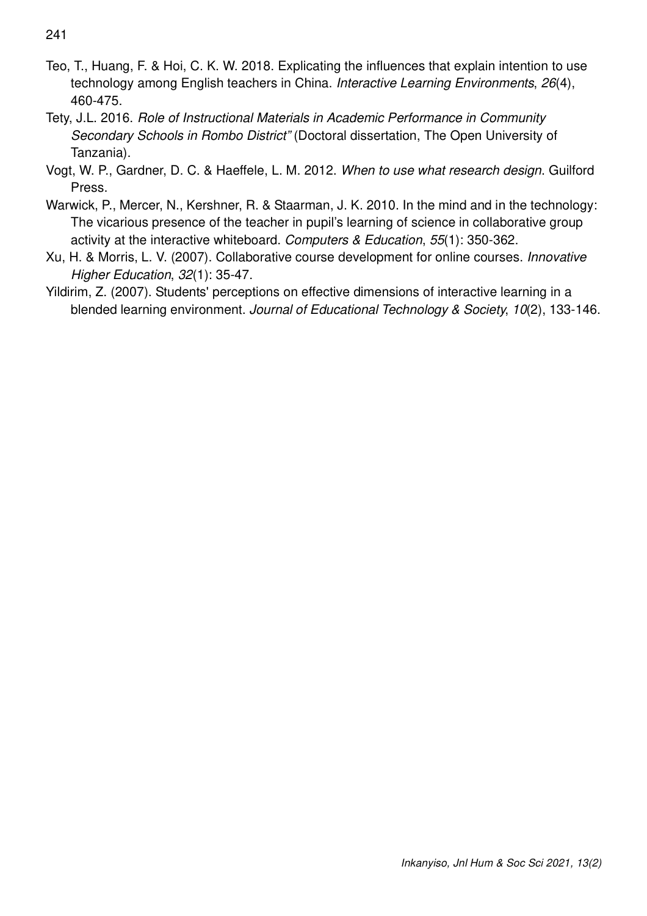Teo, T., Huang, F. & Hoi, C. K. W. 2018. Explicating the influences that explain intention to use technology among English teachers in China. *Interactive Learning Environments*, *26*(4), 460-475.

Tety, J.L. 2016. *Role of Instructional Materials in Academic Performance in Community Secondary Schools in Rombo District"* (Doctoral dissertation, The Open University of Tanzania).

Vogt, W. P., Gardner, D. C. & Haeffele, L. M. 2012. *When to use what research design*. Guilford Press.

Warwick, P., Mercer, N., Kershner, R. & Staarman, J. K. 2010. In the mind and in the technology: The vicarious presence of the teacher in pupil's learning of science in collaborative group activity at the interactive whiteboard. *Computers & Education*, *55*(1): 350-362.

Xu, H. & Morris, L. V. (2007). Collaborative course development for online courses. *Innovative Higher Education*, *32*(1): 35-47.

Yildirim, Z. (2007). Students' perceptions on effective dimensions of interactive learning in a blended learning environment. *Journal of Educational Technology & Society*, *10*(2), 133-146.